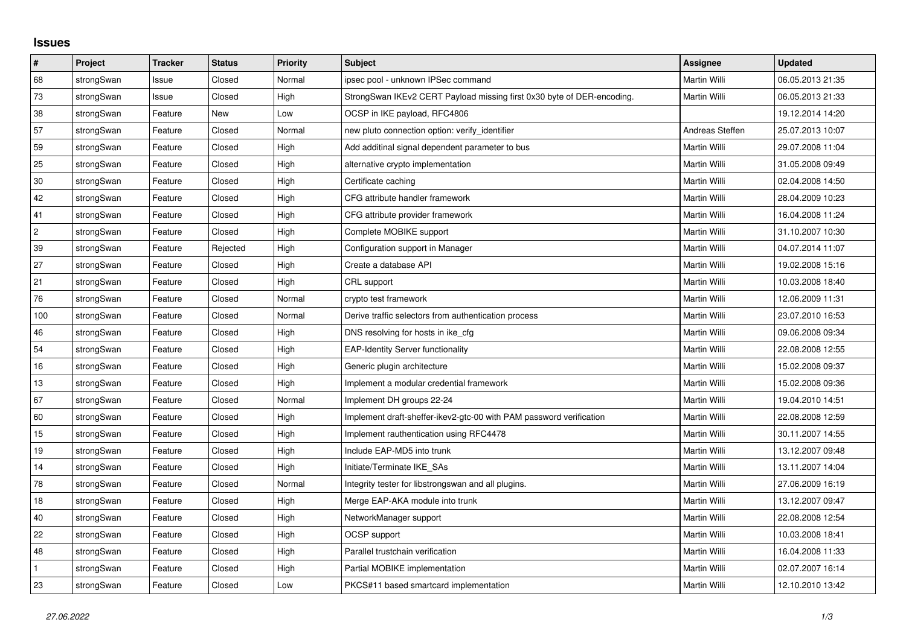## Issues

| # | Project | Tracker | Status | Priority | Subject | Assignee | Updated |
|---|---|---|---|---|---|---|---|
| 68 | strongSwan | Issue | Closed | Normal | ipsec pool - unknown IPSec command | Martin Willi | 06.05.2013 21:35 |
| 73 | strongSwan | Issue | Closed | High | StrongSwan IKEv2 CERT Payload missing first 0x30 byte of DER-encoding. | Martin Willi | 06.05.2013 21:33 |
| 38 | strongSwan | Feature | New | Low | OCSP in IKE payload, RFC4806 | | 19.12.2014 14:20 |
| 57 | strongSwan | Feature | Closed | Normal | new pluto connection option: verify_identifier | Andreas Steffen | 25.07.2013 10:07 |
| 59 | strongSwan | Feature | Closed | High | Add additinal signal dependent parameter to bus | Martin Willi | 29.07.2008 11:04 |
| 25 | strongSwan | Feature | Closed | High | alternative crypto implementation | Martin Willi | 31.05.2008 09:49 |
| 30 | strongSwan | Feature | Closed | High | Certificate caching | Martin Willi | 02.04.2008 14:50 |
| 42 | strongSwan | Feature | Closed | High | CFG attribute handler framework | Martin Willi | 28.04.2009 10:23 |
| 41 | strongSwan | Feature | Closed | High | CFG attribute provider framework | Martin Willi | 16.04.2008 11:24 |
| 2 | strongSwan | Feature | Closed | High | Complete MOBIKE support | Martin Willi | 31.10.2007 10:30 |
| 39 | strongSwan | Feature | Rejected | High | Configuration support in Manager | Martin Willi | 04.07.2014 11:07 |
| 27 | strongSwan | Feature | Closed | High | Create a database API | Martin Willi | 19.02.2008 15:16 |
| 21 | strongSwan | Feature | Closed | High | CRL support | Martin Willi | 10.03.2008 18:40 |
| 76 | strongSwan | Feature | Closed | Normal | crypto test framework | Martin Willi | 12.06.2009 11:31 |
| 100 | strongSwan | Feature | Closed | Normal | Derive traffic selectors from authentication process | Martin Willi | 23.07.2010 16:53 |
| 46 | strongSwan | Feature | Closed | High | DNS resolving for hosts in ike_cfg | Martin Willi | 09.06.2008 09:34 |
| 54 | strongSwan | Feature | Closed | High | EAP-Identity Server functionality | Martin Willi | 22.08.2008 12:55 |
| 16 | strongSwan | Feature | Closed | High | Generic plugin architecture | Martin Willi | 15.02.2008 09:37 |
| 13 | strongSwan | Feature | Closed | High | Implement a modular credential framework | Martin Willi | 15.02.2008 09:36 |
| 67 | strongSwan | Feature | Closed | Normal | Implement DH groups 22-24 | Martin Willi | 19.04.2010 14:51 |
| 60 | strongSwan | Feature | Closed | High | Implement draft-sheffer-ikev2-gtc-00 with PAM password verification | Martin Willi | 22.08.2008 12:59 |
| 15 | strongSwan | Feature | Closed | High | Implement rauthentication using RFC4478 | Martin Willi | 30.11.2007 14:55 |
| 19 | strongSwan | Feature | Closed | High | Include EAP-MD5 into trunk | Martin Willi | 13.12.2007 09:48 |
| 14 | strongSwan | Feature | Closed | High | Initiate/Terminate IKE_SAs | Martin Willi | 13.11.2007 14:04 |
| 78 | strongSwan | Feature | Closed | Normal | Integrity tester for libstrongswan and all plugins. | Martin Willi | 27.06.2009 16:19 |
| 18 | strongSwan | Feature | Closed | High | Merge EAP-AKA module into trunk | Martin Willi | 13.12.2007 09:47 |
| 40 | strongSwan | Feature | Closed | High | NetworkManager support | Martin Willi | 22.08.2008 12:54 |
| 22 | strongSwan | Feature | Closed | High | OCSP support | Martin Willi | 10.03.2008 18:41 |
| 48 | strongSwan | Feature | Closed | High | Parallel trustchain verification | Martin Willi | 16.04.2008 11:33 |
| 1 | strongSwan | Feature | Closed | High | Partial MOBIKE implementation | Martin Willi | 02.07.2007 16:14 |
| 23 | strongSwan | Feature | Closed | Low | PKCS#11 based smartcard implementation | Martin Willi | 12.10.2010 13:42 |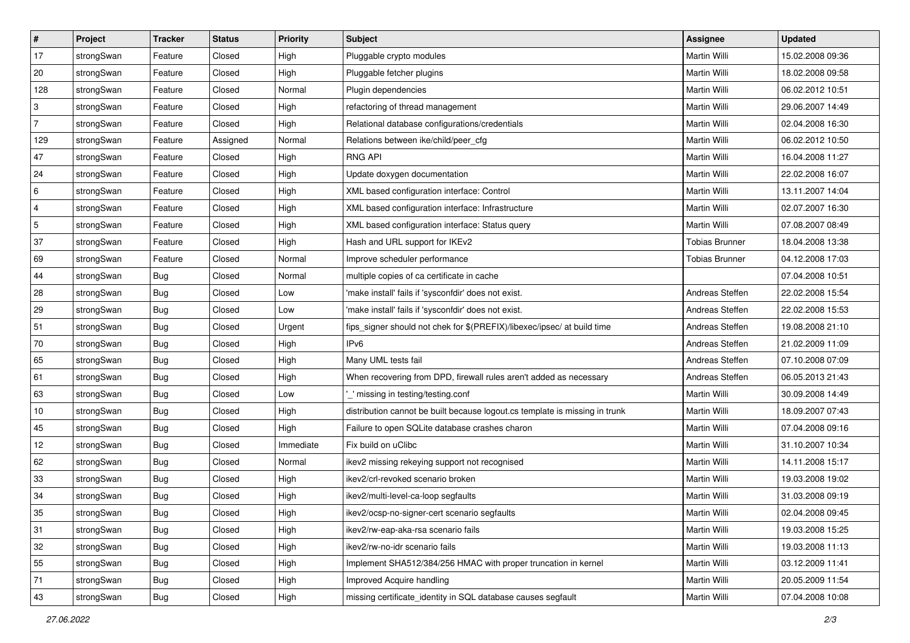| # | Project | Tracker | Status | Priority | Subject | Assignee | Updated |
|---|---|---|---|---|---|---|---|
| 17 | strongSwan | Feature | Closed | High | Pluggable crypto modules | Martin Willi | 15.02.2008 09:36 |
| 20 | strongSwan | Feature | Closed | High | Pluggable fetcher plugins | Martin Willi | 18.02.2008 09:58 |
| 128 | strongSwan | Feature | Closed | Normal | Plugin dependencies | Martin Willi | 06.02.2012 10:51 |
| 3 | strongSwan | Feature | Closed | High | refactoring of thread management | Martin Willi | 29.06.2007 14:49 |
| 7 | strongSwan | Feature | Closed | High | Relational database configurations/credentials | Martin Willi | 02.04.2008 16:30 |
| 129 | strongSwan | Feature | Assigned | Normal | Relations between ike/child/peer_cfg | Martin Willi | 06.02.2012 10:50 |
| 47 | strongSwan | Feature | Closed | High | RNG API | Martin Willi | 16.04.2008 11:27 |
| 24 | strongSwan | Feature | Closed | High | Update doxygen documentation | Martin Willi | 22.02.2008 16:07 |
| 6 | strongSwan | Feature | Closed | High | XML based configuration interface: Control | Martin Willi | 13.11.2007 14:04 |
| 4 | strongSwan | Feature | Closed | High | XML based configuration interface: Infrastructure | Martin Willi | 02.07.2007 16:30 |
| 5 | strongSwan | Feature | Closed | High | XML based configuration interface: Status query | Martin Willi | 07.08.2007 08:49 |
| 37 | strongSwan | Feature | Closed | High | Hash and URL support for IKEv2 | Tobias Brunner | 18.04.2008 13:38 |
| 69 | strongSwan | Feature | Closed | Normal | Improve scheduler performance | Tobias Brunner | 04.12.2008 17:03 |
| 44 | strongSwan | Bug | Closed | Normal | multiple copies of ca certificate in cache | | 07.04.2008 10:51 |
| 28 | strongSwan | Bug | Closed | Low | 'make install' fails if 'sysconfdir' does not exist. | Andreas Steffen | 22.02.2008 15:54 |
| 29 | strongSwan | Bug | Closed | Low | 'make install' fails if 'sysconfdir' does not exist. | Andreas Steffen | 22.02.2008 15:53 |
| 51 | strongSwan | Bug | Closed | Urgent | fips_signer should not chek for $(PREFIX)/libexec/ipsec/ at build time | Andreas Steffen | 19.08.2008 21:10 |
| 70 | strongSwan | Bug | Closed | High | IPv6 | Andreas Steffen | 21.02.2009 11:09 |
| 65 | strongSwan | Bug | Closed | High | Many UML tests fail | Andreas Steffen | 07.10.2008 07:09 |
| 61 | strongSwan | Bug | Closed | High | When recovering from DPD, firewall rules aren't added as necessary | Andreas Steffen | 06.05.2013 21:43 |
| 63 | strongSwan | Bug | Closed | Low | '_' missing in testing/testing.conf | Martin Willi | 30.09.2008 14:49 |
| 10 | strongSwan | Bug | Closed | High | distribution cannot be built because logout.cs template is missing in trunk | Martin Willi | 18.09.2007 07:43 |
| 45 | strongSwan | Bug | Closed | High | Failure to open SQLite database crashes charon | Martin Willi | 07.04.2008 09:16 |
| 12 | strongSwan | Bug | Closed | Immediate | Fix build on uClibc | Martin Willi | 31.10.2007 10:34 |
| 62 | strongSwan | Bug | Closed | Normal | ikev2 missing rekeying support not recognised | Martin Willi | 14.11.2008 15:17 |
| 33 | strongSwan | Bug | Closed | High | ikev2/crl-revoked scenario broken | Martin Willi | 19.03.2008 19:02 |
| 34 | strongSwan | Bug | Closed | High | ikev2/multi-level-ca-loop segfaults | Martin Willi | 31.03.2008 09:19 |
| 35 | strongSwan | Bug | Closed | High | ikev2/ocsp-no-signer-cert scenario segfaults | Martin Willi | 02.04.2008 09:45 |
| 31 | strongSwan | Bug | Closed | High | ikev2/rw-eap-aka-rsa scenario fails | Martin Willi | 19.03.2008 15:25 |
| 32 | strongSwan | Bug | Closed | High | ikev2/rw-no-idr scenario fails | Martin Willi | 19.03.2008 11:13 |
| 55 | strongSwan | Bug | Closed | High | Implement SHA512/384/256 HMAC with proper truncation in kernel | Martin Willi | 03.12.2009 11:41 |
| 71 | strongSwan | Bug | Closed | High | Improved Acquire handling | Martin Willi | 20.05.2009 11:54 |
| 43 | strongSwan | Bug | Closed | High | missing certificate_identity in SQL database causes segfault | Martin Willi | 07.04.2008 10:08 |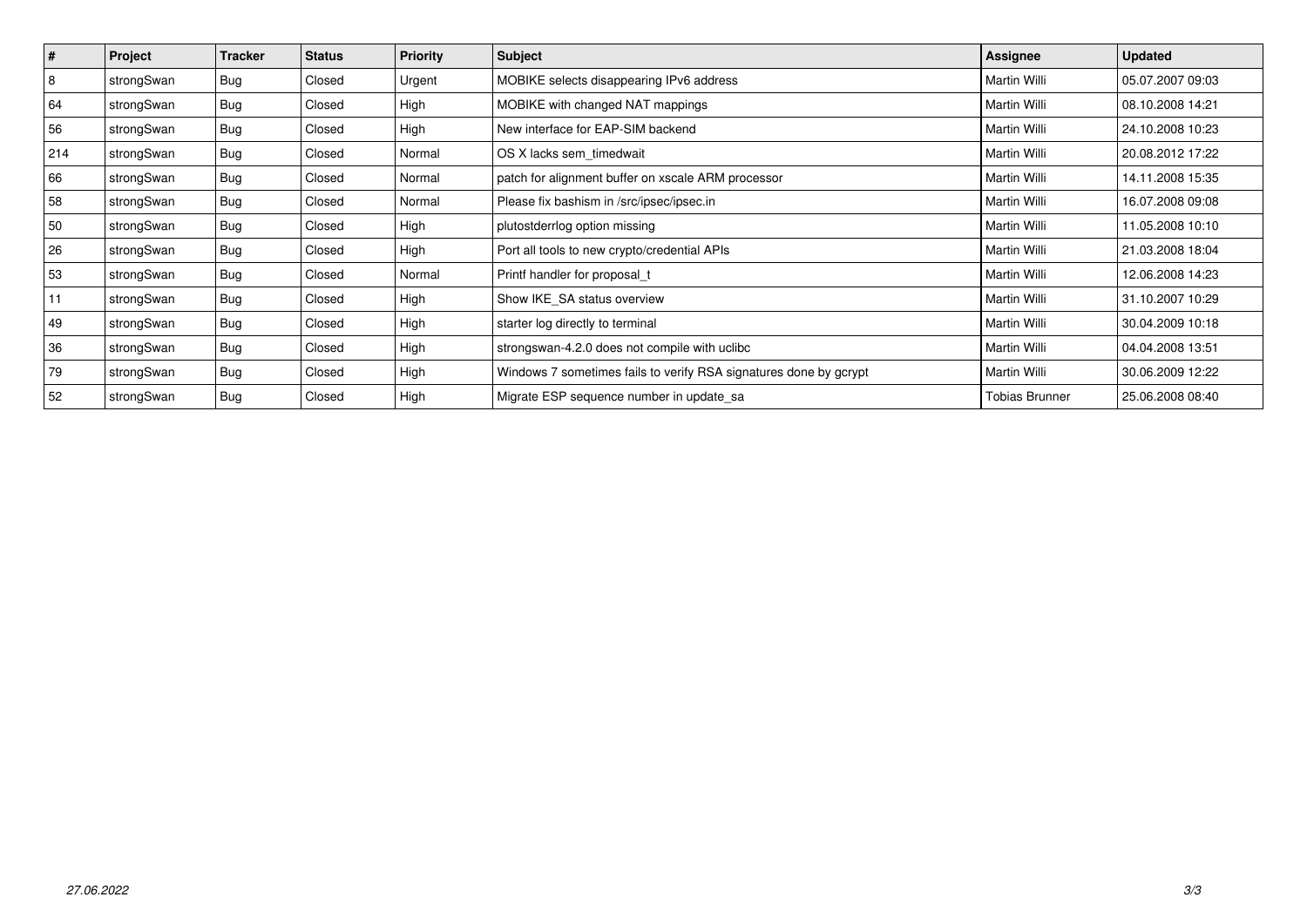| # | Project | Tracker | Status | Priority | Subject | Assignee | Updated |
|---|---|---|---|---|---|---|---|
| 8 | strongSwan | Bug | Closed | Urgent | MOBIKE selects disappearing IPv6 address | Martin Willi | 05.07.2007 09:03 |
| 64 | strongSwan | Bug | Closed | High | MOBIKE with changed NAT mappings | Martin Willi | 08.10.2008 14:21 |
| 56 | strongSwan | Bug | Closed | High | New interface for EAP-SIM backend | Martin Willi | 24.10.2008 10:23 |
| 214 | strongSwan | Bug | Closed | Normal | OS X lacks sem_timedwait | Martin Willi | 20.08.2012 17:22 |
| 66 | strongSwan | Bug | Closed | Normal | patch for alignment buffer on xscale ARM processor | Martin Willi | 14.11.2008 15:35 |
| 58 | strongSwan | Bug | Closed | Normal | Please fix bashism in /src/ipsec/ipsec.in | Martin Willi | 16.07.2008 09:08 |
| 50 | strongSwan | Bug | Closed | High | plutostderrlog option missing | Martin Willi | 11.05.2008 10:10 |
| 26 | strongSwan | Bug | Closed | High | Port all tools to new crypto/credential APIs | Martin Willi | 21.03.2008 18:04 |
| 53 | strongSwan | Bug | Closed | Normal | Printf handler for proposal_t | Martin Willi | 12.06.2008 14:23 |
| 11 | strongSwan | Bug | Closed | High | Show IKE_SA status overview | Martin Willi | 31.10.2007 10:29 |
| 49 | strongSwan | Bug | Closed | High | starter log directly to terminal | Martin Willi | 30.04.2009 10:18 |
| 36 | strongSwan | Bug | Closed | High | strongswan-4.2.0 does not compile with uclibc | Martin Willi | 04.04.2008 13:51 |
| 79 | strongSwan | Bug | Closed | High | Windows 7 sometimes fails to verify RSA signatures done by gcrypt | Martin Willi | 30.06.2009 12:22 |
| 52 | strongSwan | Bug | Closed | High | Migrate ESP sequence number in update_sa | Tobias Brunner | 25.06.2008 08:40 |